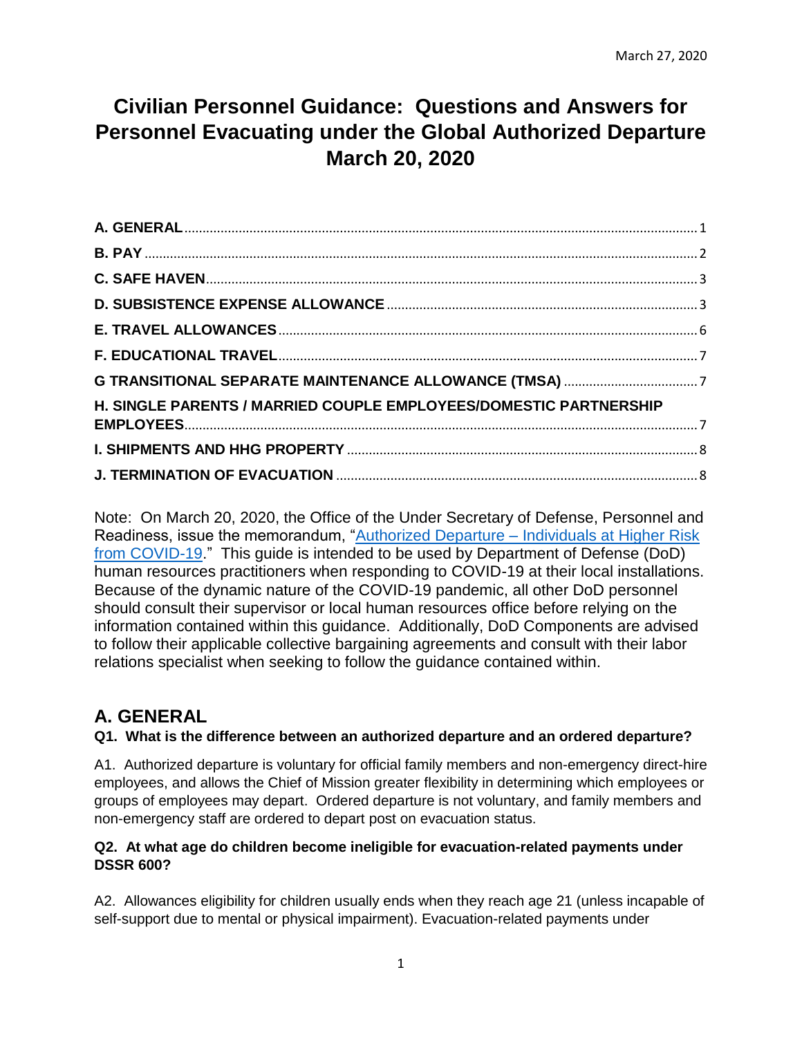March 27, 2020

# Civilian Personnel Guidance: Questions and Answers for Personnel Evacuating under the Global Authorized Departure March 20, 2020

| | |
|---|---|
| **A. GENERAL** | 1 |
| **B. PAY** | 2 |
| **C. SAFE HAVEN** | 3 |
| **D. SUBSISTENCE EXPENSE ALLOWANCE** | 3 |
| **E. TRAVEL ALLOWANCES** | 6 |
| **F. EDUCATIONAL TRAVEL** | 7 |
| **G TRANSITIONAL SEPARATE MAINTENANCE ALLOWANCE (TMSA)** | 7 |
| **H. SINGLE PARENTS / MARRIED COUPLE EMPLOYEES/DOMESTIC PARTNERSHIP EMPLOYEES** | 7 |
| **I. SHIPMENTS AND HHG PROPERTY** | 8 |
| **J. TERMINATION OF EVACUATION** | 8 |

Note: On March 20, 2020, the Office of the Under Secretary of Defense, Personnel and Readiness, issue the memorandum, "Authorized Departure – Individuals at Higher Risk from COVID-19." This guide is intended to be used by Department of Defense (DoD) human resources practitioners when responding to COVID-19 at their local installations. Because of the dynamic nature of the COVID-19 pandemic, all other DoD personnel should consult their supervisor or local human resources office before relying on the information contained within this guidance. Additionally, DoD Components are advised to follow their applicable collective bargaining agreements and consult with their labor relations specialist when seeking to follow the guidance contained within.

## A. GENERAL

**Q1. What is the difference between an authorized departure and an ordered departure?**

A1. Authorized departure is voluntary for official family members and non-emergency direct-hire employees, and allows the Chief of Mission greater flexibility in determining which employees or groups of employees may depart. Ordered departure is not voluntary, and family members and non-emergency staff are ordered to depart post on evacuation status.

**Q2. At what age do children become ineligible for evacuation-related payments under DSSR 600?**

A2. Allowances eligibility for children usually ends when they reach age 21 (unless incapable of self-support due to mental or physical impairment). Evacuation-related payments under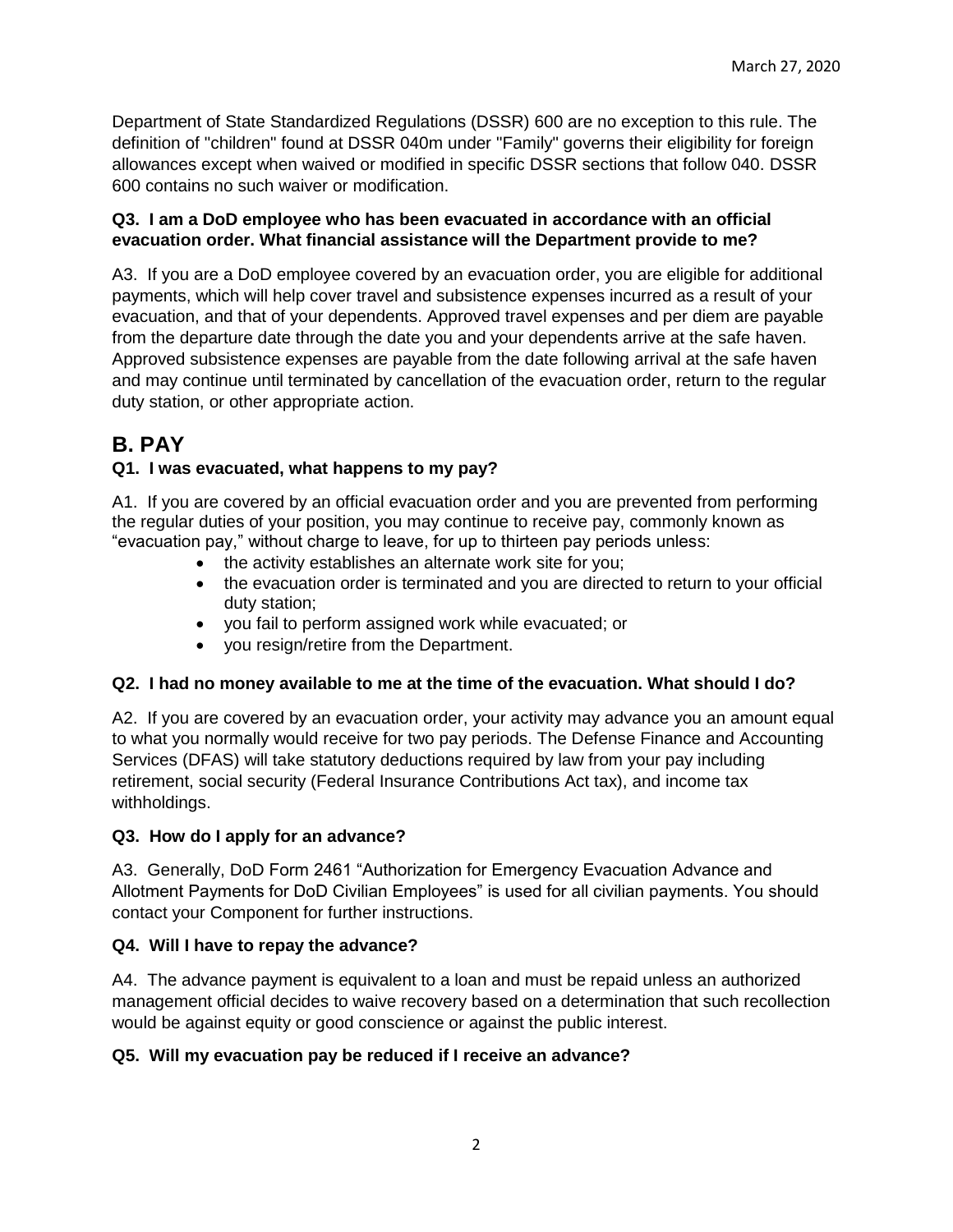Department of State Standardized Regulations (DSSR) 600 are no exception to this rule. The definition of "children" found at DSSR 040m under "Family" governs their eligibility for foreign allowances except when waived or modified in specific DSSR sections that follow 040. DSSR 600 contains no such waiver or modification.

**Q3. I am a DoD employee who has been evacuated in accordance with an official evacuation order. What financial assistance will the Department provide to me?**

A3. If you are a DoD employee covered by an evacuation order, you are eligible for additional payments, which will help cover travel and subsistence expenses incurred as a result of your evacuation, and that of your dependents. Approved travel expenses and per diem are payable from the departure date through the date you and your dependents arrive at the safe haven. Approved subsistence expenses are payable from the date following arrival at the safe haven and may continue until terminated by cancellation of the evacuation order, return to the regular duty station, or other appropriate action.

## B. PAY

**Q1. I was evacuated, what happens to my pay?**

A1. If you are covered by an official evacuation order and you are prevented from performing the regular duties of your position, you may continue to receive pay, commonly known as "evacuation pay," without charge to leave, for up to thirteen pay periods unless:

- the activity establishes an alternate work site for you;
- the evacuation order is terminated and you are directed to return to your official duty station;
- you fail to perform assigned work while evacuated; or
- you resign/retire from the Department.

**Q2. I had no money available to me at the time of the evacuation. What should I do?**

A2. If you are covered by an evacuation order, your activity may advance you an amount equal to what you normally would receive for two pay periods. The Defense Finance and Accounting Services (DFAS) will take statutory deductions required by law from your pay including retirement, social security (Federal Insurance Contributions Act tax), and income tax withholdings.

**Q3. How do I apply for an advance?**

A3. Generally, DoD Form 2461 "Authorization for Emergency Evacuation Advance and Allotment Payments for DoD Civilian Employees" is used for all civilian payments. You should contact your Component for further instructions.

**Q4. Will I have to repay the advance?**

A4. The advance payment is equivalent to a loan and must be repaid unless an authorized management official decides to waive recovery based on a determination that such recollection would be against equity or good conscience or against the public interest.

**Q5. Will my evacuation pay be reduced if I receive an advance?**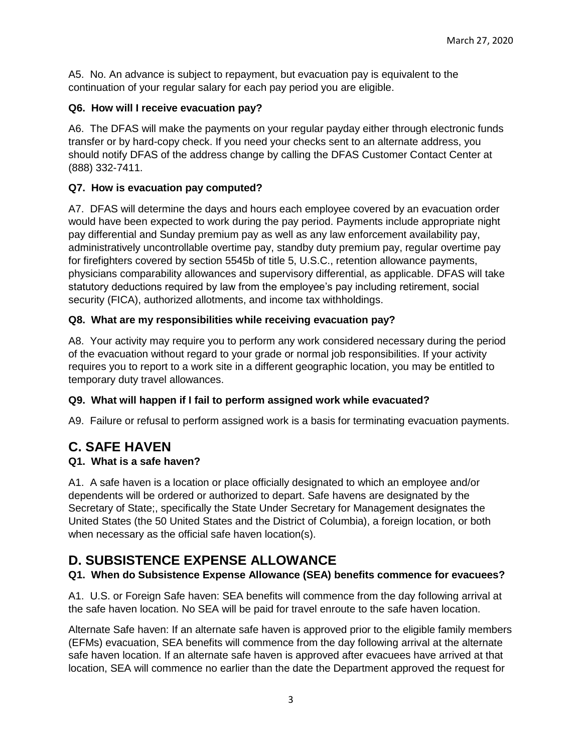A5. No. An advance is subject to repayment, but evacuation pay is equivalent to the continuation of your regular salary for each pay period you are eligible.

**Q6. How will I receive evacuation pay?**

A6. The DFAS will make the payments on your regular payday either through electronic funds transfer or by hard-copy check. If you need your checks sent to an alternate address, you should notify DFAS of the address change by calling the DFAS Customer Contact Center at (888) 332-7411.

**Q7. How is evacuation pay computed?**

A7. DFAS will determine the days and hours each employee covered by an evacuation order would have been expected to work during the pay period. Payments include appropriate night pay differential and Sunday premium pay as well as any law enforcement availability pay, administratively uncontrollable overtime pay, standby duty premium pay, regular overtime pay for firefighters covered by section 5545b of title 5, U.S.C., retention allowance payments, physicians comparability allowances and supervisory differential, as applicable. DFAS will take statutory deductions required by law from the employee's pay including retirement, social security (FICA), authorized allotments, and income tax withholdings.

**Q8. What are my responsibilities while receiving evacuation pay?**

A8. Your activity may require you to perform any work considered necessary during the period of the evacuation without regard to your grade or normal job responsibilities. If your activity requires you to report to a work site in a different geographic location, you may be entitled to temporary duty travel allowances.

**Q9. What will happen if I fail to perform assigned work while evacuated?**

A9. Failure or refusal to perform assigned work is a basis for terminating evacuation payments.

# C. SAFE HAVEN

**Q1. What is a safe haven?**

A1. A safe haven is a location or place officially designated to which an employee and/or dependents will be ordered or authorized to depart. Safe havens are designated by the Secretary of State;, specifically the State Under Secretary for Management designates the United States (the 50 United States and the District of Columbia), a foreign location, or both when necessary as the official safe haven location(s).

# D. SUBSISTENCE EXPENSE ALLOWANCE

**Q1. When do Subsistence Expense Allowance (SEA) benefits commence for evacuees?**

A1. U.S. or Foreign Safe haven: SEA benefits will commence from the day following arrival at the safe haven location. No SEA will be paid for travel enroute to the safe haven location.

Alternate Safe haven: If an alternate safe haven is approved prior to the eligible family members (EFMs) evacuation, SEA benefits will commence from the day following arrival at the alternate safe haven location. If an alternate safe haven is approved after evacuees have arrived at that location, SEA will commence no earlier than the date the Department approved the request for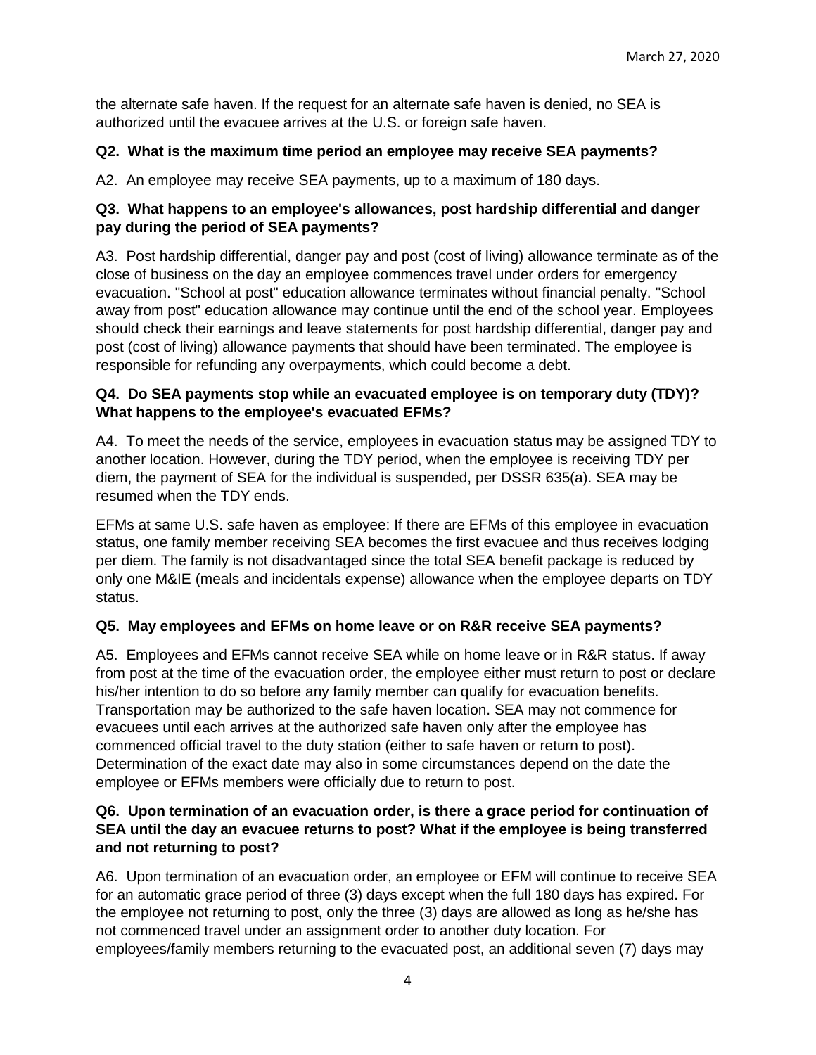the alternate safe haven. If the request for an alternate safe haven is denied, no SEA is authorized until the evacuee arrives at the U.S. or foreign safe haven.

**Q2. What is the maximum time period an employee may receive SEA payments?**

A2. An employee may receive SEA payments, up to a maximum of 180 days.

**Q3. What happens to an employee's allowances, post hardship differential and danger pay during the period of SEA payments?**

A3. Post hardship differential, danger pay and post (cost of living) allowance terminate as of the close of business on the day an employee commences travel under orders for emergency evacuation. "School at post" education allowance terminates without financial penalty. "School away from post" education allowance may continue until the end of the school year. Employees should check their earnings and leave statements for post hardship differential, danger pay and post (cost of living) allowance payments that should have been terminated. The employee is responsible for refunding any overpayments, which could become a debt.

**Q4. Do SEA payments stop while an evacuated employee is on temporary duty (TDY)? What happens to the employee's evacuated EFMs?**

A4. To meet the needs of the service, employees in evacuation status may be assigned TDY to another location. However, during the TDY period, when the employee is receiving TDY per diem, the payment of SEA for the individual is suspended, per DSSR 635(a). SEA may be resumed when the TDY ends.

EFMs at same U.S. safe haven as employee: If there are EFMs of this employee in evacuation status, one family member receiving SEA becomes the first evacuee and thus receives lodging per diem. The family is not disadvantaged since the total SEA benefit package is reduced by only one M&IE (meals and incidentals expense) allowance when the employee departs on TDY status.

**Q5. May employees and EFMs on home leave or on R&R receive SEA payments?**

A5. Employees and EFMs cannot receive SEA while on home leave or in R&R status. If away from post at the time of the evacuation order, the employee either must return to post or declare his/her intention to do so before any family member can qualify for evacuation benefits. Transportation may be authorized to the safe haven location. SEA may not commence for evacuees until each arrives at the authorized safe haven only after the employee has commenced official travel to the duty station (either to safe haven or return to post). Determination of the exact date may also in some circumstances depend on the date the employee or EFMs members were officially due to return to post.

**Q6. Upon termination of an evacuation order, is there a grace period for continuation of SEA until the day an evacuee returns to post? What if the employee is being transferred and not returning to post?**

A6. Upon termination of an evacuation order, an employee or EFM will continue to receive SEA for an automatic grace period of three (3) days except when the full 180 days has expired. For the employee not returning to post, only the three (3) days are allowed as long as he/she has not commenced travel under an assignment order to another duty location. For employees/family members returning to the evacuated post, an additional seven (7) days may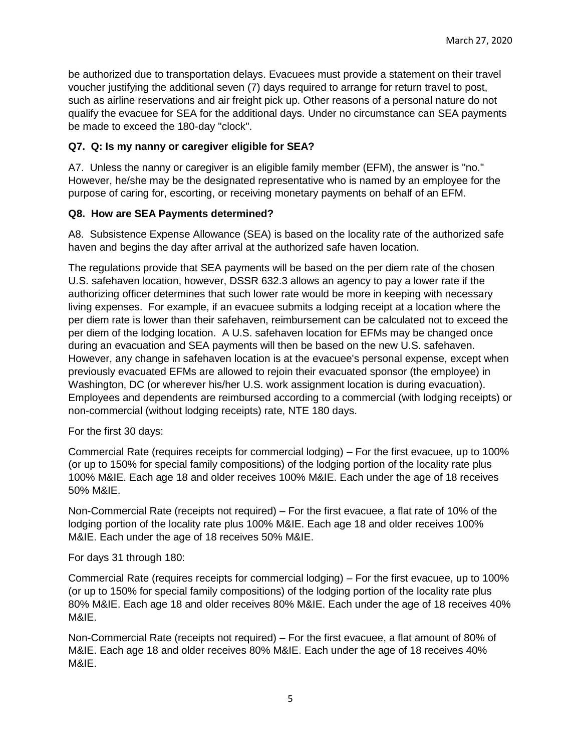be authorized due to transportation delays. Evacuees must provide a statement on their travel voucher justifying the additional seven (7) days required to arrange for return travel to post, such as airline reservations and air freight pick up. Other reasons of a personal nature do not qualify the evacuee for SEA for the additional days. Under no circumstance can SEA payments be made to exceed the 180-day "clock".

**Q7. Q: Is my nanny or caregiver eligible for SEA?**

A7. Unless the nanny or caregiver is an eligible family member (EFM), the answer is "no." However, he/she may be the designated representative who is named by an employee for the purpose of caring for, escorting, or receiving monetary payments on behalf of an EFM.

**Q8. How are SEA Payments determined?**

A8. Subsistence Expense Allowance (SEA) is based on the locality rate of the authorized safe haven and begins the day after arrival at the authorized safe haven location.

The regulations provide that SEA payments will be based on the per diem rate of the chosen U.S. safehaven location, however, DSSR 632.3 allows an agency to pay a lower rate if the authorizing officer determines that such lower rate would be more in keeping with necessary living expenses. For example, if an evacuee submits a lodging receipt at a location where the per diem rate is lower than their safehaven, reimbursement can be calculated not to exceed the per diem of the lodging location. A U.S. safehaven location for EFMs may be changed once during an evacuation and SEA payments will then be based on the new U.S. safehaven. However, any change in safehaven location is at the evacuee's personal expense, except when previously evacuated EFMs are allowed to rejoin their evacuated sponsor (the employee) in Washington, DC (or wherever his/her U.S. work assignment location is during evacuation). Employees and dependents are reimbursed according to a commercial (with lodging receipts) or non-commercial (without lodging receipts) rate, NTE 180 days.

For the first 30 days:

Commercial Rate (requires receipts for commercial lodging) – For the first evacuee, up to 100% (or up to 150% for special family compositions) of the lodging portion of the locality rate plus 100% M&IE. Each age 18 and older receives 100% M&IE. Each under the age of 18 receives 50% M&IE.

Non-Commercial Rate (receipts not required) – For the first evacuee, a flat rate of 10% of the lodging portion of the locality rate plus 100% M&IE. Each age 18 and older receives 100% M&IE. Each under the age of 18 receives 50% M&IE.

For days 31 through 180:

Commercial Rate (requires receipts for commercial lodging) – For the first evacuee, up to 100% (or up to 150% for special family compositions) of the lodging portion of the locality rate plus 80% M&IE. Each age 18 and older receives 80% M&IE. Each under the age of 18 receives 40% M&IE.

Non-Commercial Rate (receipts not required) – For the first evacuee, a flat amount of 80% of M&IE. Each age 18 and older receives 80% M&IE. Each under the age of 18 receives 40% M&IE.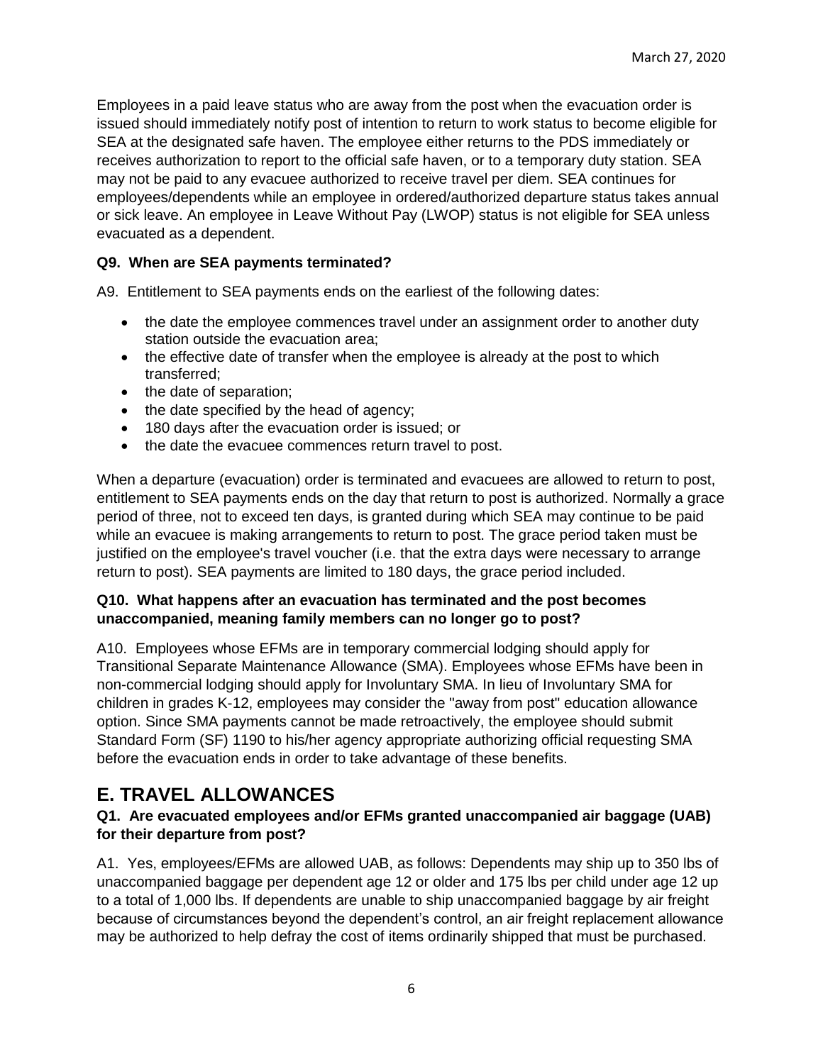Employees in a paid leave status who are away from the post when the evacuation order is issued should immediately notify post of intention to return to work status to become eligible for SEA at the designated safe haven. The employee either returns to the PDS immediately or receives authorization to report to the official safe haven, or to a temporary duty station. SEA may not be paid to any evacuee authorized to receive travel per diem. SEA continues for employees/dependents while an employee in ordered/authorized departure status takes annual or sick leave. An employee in Leave Without Pay (LWOP) status is not eligible for SEA unless evacuated as a dependent.

**Q9. When are SEA payments terminated?**

A9. Entitlement to SEA payments ends on the earliest of the following dates:

- the date the employee commences travel under an assignment order to another duty station outside the evacuation area;
- the effective date of transfer when the employee is already at the post to which transferred;
- the date of separation;
- the date specified by the head of agency;
- 180 days after the evacuation order is issued; or
- the date the evacuee commences return travel to post.

When a departure (evacuation) order is terminated and evacuees are allowed to return to post, entitlement to SEA payments ends on the day that return to post is authorized. Normally a grace period of three, not to exceed ten days, is granted during which SEA may continue to be paid while an evacuee is making arrangements to return to post. The grace period taken must be justified on the employee's travel voucher (i.e. that the extra days were necessary to arrange return to post). SEA payments are limited to 180 days, the grace period included.

**Q10. What happens after an evacuation has terminated and the post becomes unaccompanied, meaning family members can no longer go to post?**

A10. Employees whose EFMs are in temporary commercial lodging should apply for Transitional Separate Maintenance Allowance (SMA). Employees whose EFMs have been in non-commercial lodging should apply for Involuntary SMA. In lieu of Involuntary SMA for children in grades K-12, employees may consider the "away from post" education allowance option. Since SMA payments cannot be made retroactively, the employee should submit Standard Form (SF) 1190 to his/her agency appropriate authorizing official requesting SMA before the evacuation ends in order to take advantage of these benefits.

## E. TRAVEL ALLOWANCES

**Q1. Are evacuated employees and/or EFMs granted unaccompanied air baggage (UAB) for their departure from post?**

A1. Yes, employees/EFMs are allowed UAB, as follows: Dependents may ship up to 350 lbs of unaccompanied baggage per dependent age 12 or older and 175 lbs per child under age 12 up to a total of 1,000 lbs. If dependents are unable to ship unaccompanied baggage by air freight because of circumstances beyond the dependent's control, an air freight replacement allowance may be authorized to help defray the cost of items ordinarily shipped that must be purchased.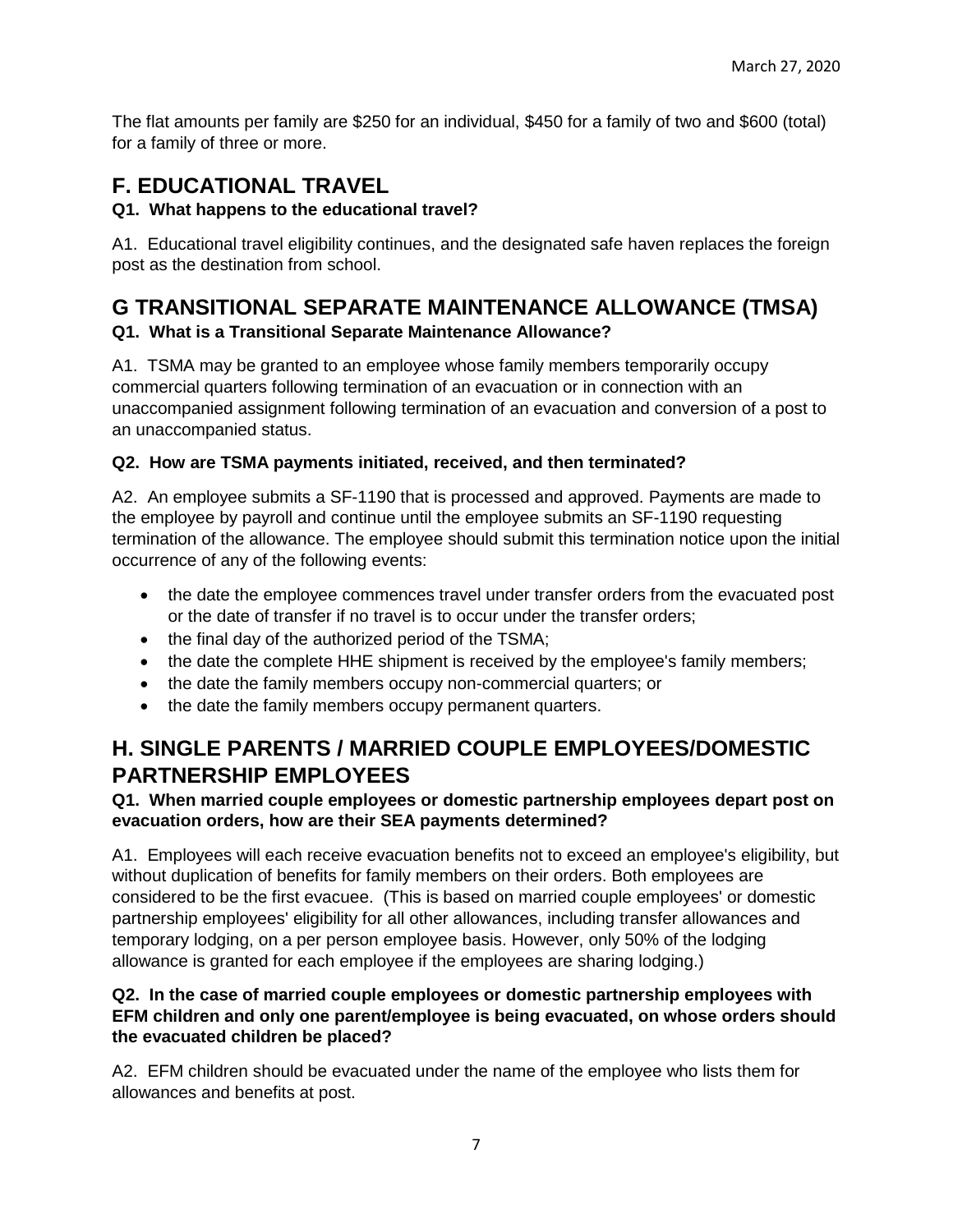The flat amounts per family are $250 for an individual, $450 for a family of two and $600 (total) for a family of three or more.

## F. EDUCATIONAL TRAVEL

**Q1. What happens to the educational travel?**

A1. Educational travel eligibility continues, and the designated safe haven replaces the foreign post as the destination from school.

## G TRANSITIONAL SEPARATE MAINTENANCE ALLOWANCE (TMSA)

**Q1. What is a Transitional Separate Maintenance Allowance?**

A1. TSMA may be granted to an employee whose family members temporarily occupy commercial quarters following termination of an evacuation or in connection with an unaccompanied assignment following termination of an evacuation and conversion of a post to an unaccompanied status.

**Q2. How are TSMA payments initiated, received, and then terminated?**

A2. An employee submits a SF-1190 that is processed and approved. Payments are made to the employee by payroll and continue until the employee submits an SF-1190 requesting termination of the allowance. The employee should submit this termination notice upon the initial occurrence of any of the following events:

- the date the employee commences travel under transfer orders from the evacuated post or the date of transfer if no travel is to occur under the transfer orders;
- the final day of the authorized period of the TSMA;
- the date the complete HHE shipment is received by the employee's family members;
- the date the family members occupy non-commercial quarters; or
- the date the family members occupy permanent quarters.

## H. SINGLE PARENTS / MARRIED COUPLE EMPLOYEES/DOMESTIC PARTNERSHIP EMPLOYEES

**Q1. When married couple employees or domestic partnership employees depart post on evacuation orders, how are their SEA payments determined?**

A1. Employees will each receive evacuation benefits not to exceed an employee's eligibility, but without duplication of benefits for family members on their orders. Both employees are considered to be the first evacuee. (This is based on married couple employees' or domestic partnership employees' eligibility for all other allowances, including transfer allowances and temporary lodging, on a per person employee basis. However, only 50% of the lodging allowance is granted for each employee if the employees are sharing lodging.)

**Q2. In the case of married couple employees or domestic partnership employees with EFM children and only one parent/employee is being evacuated, on whose orders should the evacuated children be placed?**

A2. EFM children should be evacuated under the name of the employee who lists them for allowances and benefits at post.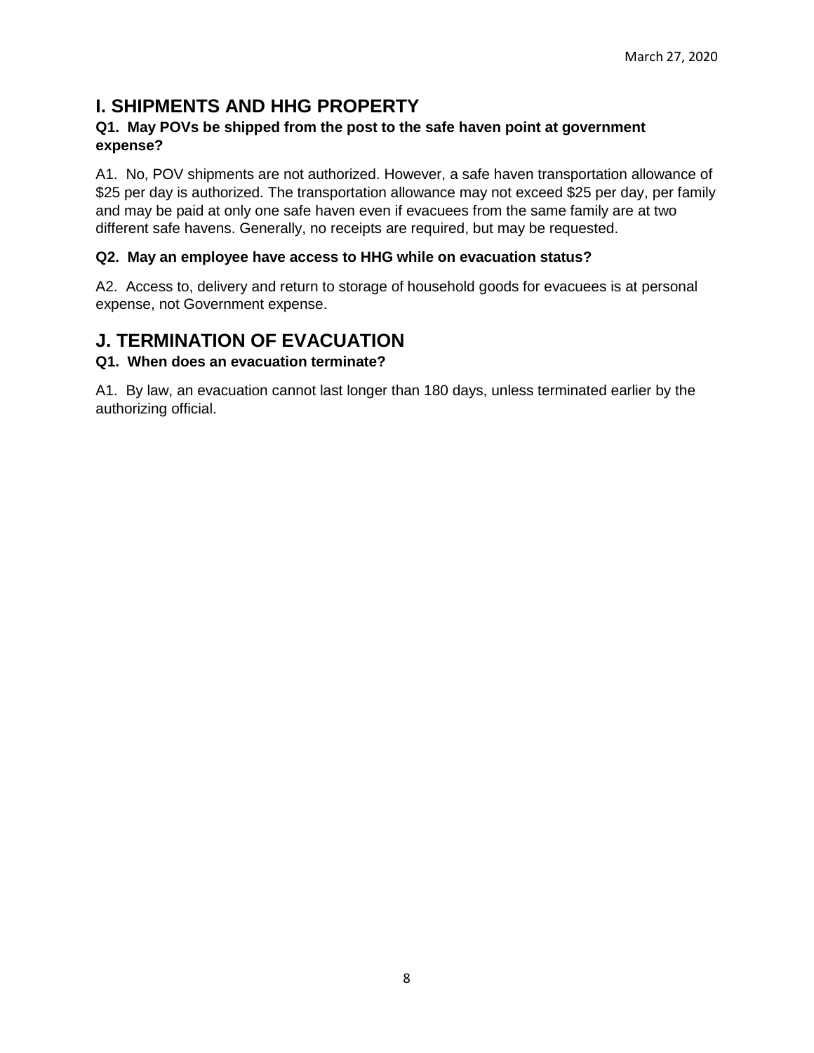## I. SHIPMENTS AND HHG PROPERTY

**Q1. May POVs be shipped from the post to the safe haven point at government expense?**

A1. No, POV shipments are not authorized. However, a safe haven transportation allowance of $25 per day is authorized. The transportation allowance may not exceed $25 per day, per family and may be paid at only one safe haven even if evacuees from the same family are at two different safe havens. Generally, no receipts are required, but may be requested.

**Q2. May an employee have access to HHG while on evacuation status?**

A2. Access to, delivery and return to storage of household goods for evacuees is at personal expense, not Government expense.

## J. TERMINATION OF EVACUATION

**Q1. When does an evacuation terminate?**

A1. By law, an evacuation cannot last longer than 180 days, unless terminated earlier by the authorizing official.